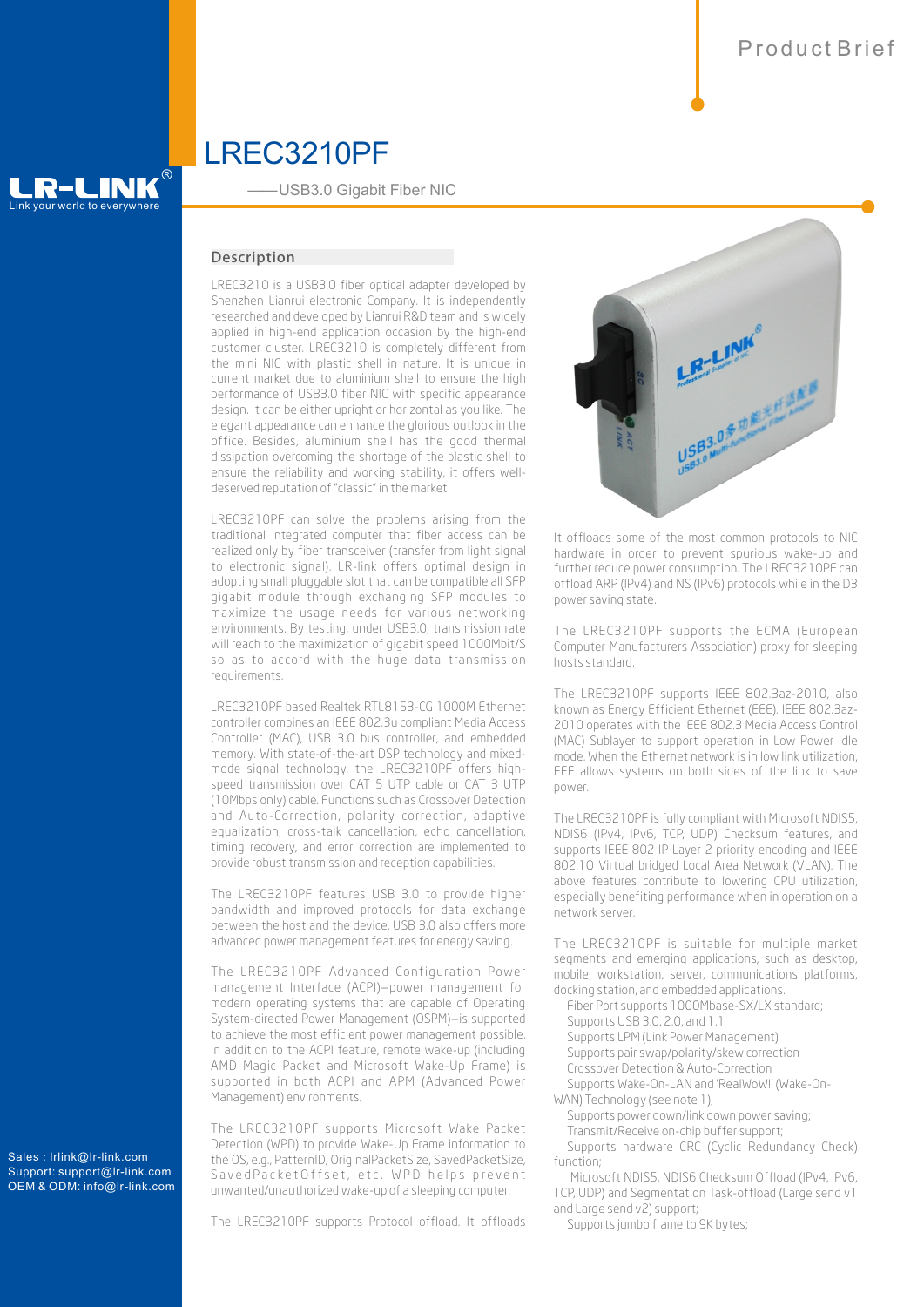Product Brief

# LREC3210PF

——USB3.0 Gigabit Fiber NIC

## Description

LREC3210 is a USB3.0 fiber optical adapter developed by Shenzhen Lianrui electronic Company. It is independently researched and developed by Lianrui R&D team and is widely applied in high-end application occasion by the high-end customer cluster. LREC3210 is completely different from the mini NIC with plastic shell in nature. It is unique in current market due to aluminium shell to ensure the high performance of USB3.0 fiber NIC with specific appearance design. It can be either upright or horizontal as you like. The elegant appearance can enhance the glorious outlook in the office. Besides, aluminium shell has the good thermal dissipation overcoming the shortage of the plastic shell to ensure the reliability and working stability, it offers well-deserved reputation of "classic" in the market

LREC3210PF can solve the problems arising from the traditional integrated computer that fiber access can be realized only by fiber transceiver (transfer from light signal to electronic signal). LR-link offers optimal design in adopting small pluggable slot that can be compatible all SFP gigabit module through exchanging SFP modules to maximize the usage needs for various networking environments. By testing, under USB3.0, transmission rate will reach to the maximization of gigabit speed 1000Mbit/S so as to accord with the huge data transmission requirements.

LREC3210PF based Realtek RTL8153-CG 1000M Ethernet controller combines an IEEE 802.3u compliant Media Access Controller (MAC), USB 3.0 bus controller, and embedded memory. With state-of-the-art DSP technology and mixed-mode signal technology, the LREC3210PF offers high-speed transmission over CAT 5 UTP cable or CAT 3 UTP (10Mbps only) cable. Functions such as Crossover Detection and Auto-Correction, polarity correction, adaptive equalization, cross-talk cancellation, echo cancellation, timing recovery, and error correction are implemented to provide robust transmission and reception capabilities.

The LREC3210PF features USB 3.0 to provide higher bandwidth and improved protocols for data exchange between the host and the device. USB 3.0 also offers more advanced power management features for energy saving.

The LREC3210PF Advanced Configuration Power management Interface (ACPI)—power management for modern operating systems that are capable of Operating System-directed Power Management (OSPM)—is supported to achieve the most efficient power management possible. In addition to the ACPI feature, remote wake-up (including AMD Magic Packet and Microsoft Wake-Up Frame) is supported in both ACPI and APM (Advanced Power Management) environments.

The LREC3210PF supports Microsoft Wake Packet Detection (WPD) to provide Wake-Up Frame information to the OS, e.g., PatternID, OriginalPacketSize, SavedPacketSize, SavedPacketOffset, etc. WPD helps prevent unwanted/unauthorized wake-up of a sleeping computer.

The LREC3210PF supports Protocol offload. It offloads some of the most common protocols to NIC hardware in order to prevent spurious wake-up and further reduce power consumption. The LREC3210PF can offload ARP (IPv4) and NS (IPv6) protocols while in the D3 power saving state.

The LREC3210PF supports the ECMA (European Computer Manufacturers Association) proxy for sleeping hosts standard.

The LREC3210PF supports IEEE 802.3az-2010, also known as Energy Efficient Ethernet (EEE). IEEE 802.3az-2010 operates with the IEEE 802.3 Media Access Control (MAC) Sublayer to support operation in Low Power Idle mode. When the Ethernet network is in low link utilization, EEE allows systems on both sides of the link to save power.

The LREC3210PF is fully compliant with Microsoft NDIS5, NDIS6 (IPv4, IPv6, TCP, UDP) Checksum features, and supports IEEE 802 IP Layer 2 priority encoding and IEEE 802.1Q Virtual bridged Local Area Network (VLAN). The above features contribute to lowering CPU utilization, especially benefiting performance when in operation on a network server.

The LREC3210PF is suitable for multiple market segments and emerging applications, such as desktop, mobile, workstation, server, communications platforms, docking station, and embedded applications.

- Fiber Port supports 1000Mbase-SX/LX standard;
- Supports USB 3.0, 2.0, and 1.1
- Supports LPM (Link Power Management)
- Supports pair swap/polarity/skew correction
- Crossover Detection & Auto-Correction
- Supports Wake-On-LAN and 'RealWoW!' (Wake-On-WAN) Technology (see note 1);
- Supports power down/link down power saving;
- Transmit/Receive on-chip buffer support;
- Supports hardware CRC (Cyclic Redundancy Check) function;
- Microsoft NDIS5, NDIS6 Checksum Offload (IPv4, IPv6, TCP, UDP) and Segmentation Task-offload (Large send v1 and Large send v2) support;
- Supports jumbo frame to 9K bytes;

Sales : lrlink@lr-link.com
Support: support@lr-link.com
OEM & ODM: info@lr-link.com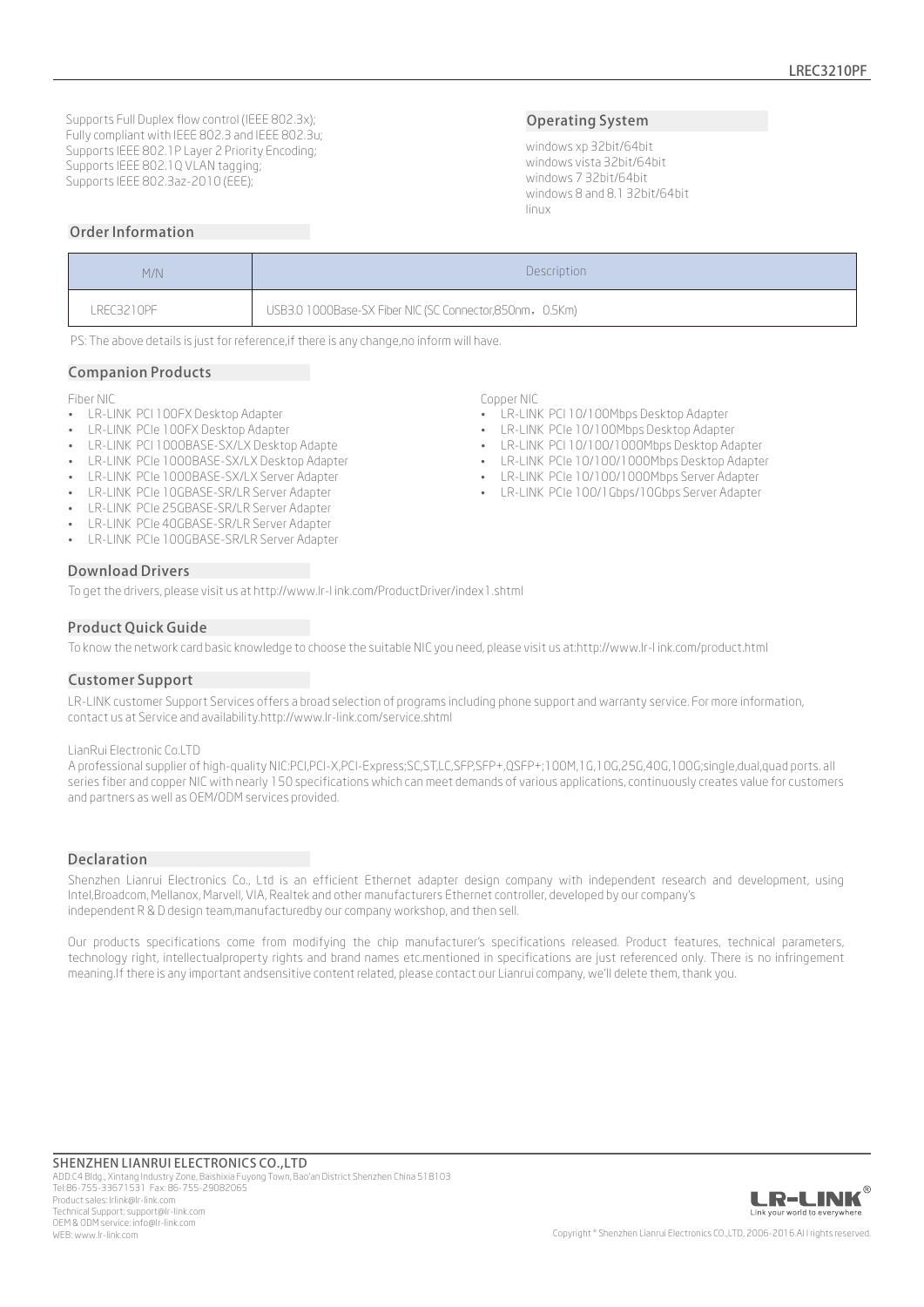Supports Full Duplex flow control (IEEE 802.3x);
Fully compliant with IEEE 802.3 and IEEE 802.3u;
Supports IEEE 802.1P Layer 2 Priority Encoding;
Supports IEEE 802.1Q VLAN tagging;
Supports IEEE 802.3az-2010 (EEE);

## Operating System

windows xp 32bit/64bit
windows vista 32bit/64bit
windows 7 32bit/64bit
windows 8 and 8.1 32bit/64bit
linux

## Order Information

| M/N | Description |
|---|---|
| LREC3210PF | USB3.0 1000Base-SX Fiber NIC (SC Connector,850nm，0.5Km) |

PS: The above details is just for reference,if there is any change,no inform will have.

## Companion Products

Fiber NIC

- LR-LINK PCI 100FX Desktop Adapter
- LR-LINK PCIe 100FX Desktop Adapter
- LR-LINK PCI 1000BASE-SX/LX Desktop Adapte
- LR-LINK PCIe 1000BASE-SX/LX Desktop Adapter
- LR-LINK PCIe 1000BASE-SX/LX Server Adapter
- LR-LINK PCIe 10GBASE-SR/LR Server Adapter
- LR-LINK PCIe 25GBASE-SR/LR Server Adapter
- LR-LINK PCIe 40GBASE-SR/LR Server Adapter
- LR-LINK PCIe 100GBASE-SR/LR Server Adapter

Copper NIC

- LR-LINK PCI 10/100Mbps Desktop Adapter
- LR-LINK PCIe 10/100Mbps Desktop Adapter
- LR-LINK PCI 10/100/1000Mbps Desktop Adapter
- LR-LINK PCIe 10/100/1000Mbps Desktop Adapter
- LR-LINK PCIe 10/100/1000Mbps Server Adapter
- LR-LINK PCIe 100/1Gbps/10Gbps Server Adapter

## Download Drivers

To get the drivers, please visit us at http://www.lr-l ink.com/ProductDriver/index1.shtml

## Product Quick Guide

To know the network card basic knowledge to choose the suitable NIC you need, please visit us at:http://www.lr-l ink.com/product.html

## Customer Support

LR-LINK customer Support Services offers a broad selection of programs including phone support and warranty service. For more information, contact us at Service and availability.http://www.lr-link.com/service.shtml

LianRui Electronic Co.LTD
A professional supplier of high-quality NIC:PCI,PCI-X,PCI-Express;SC,ST,LC,SFP,SFP+,QSFP+;100M,1G,10G,25G,40G,100G;single,dual,quad ports. all series fiber and copper NIC with nearly 150 specifications which can meet demands of various applications, continuously creates value for customers and partners as well as OEM/ODM services provided.

## Declaration

Shenzhen Lianrui Electronics Co., Ltd is an efficient Ethernet adapter design company with independent research and development, using Intel,Broadcom, Mellanox, Marvell, VIA, Realtek and other manufacturers Ethernet controller, developed by our company's independent R & D design team,manufacturedby our company workshop, and then sell.

Our products specifications come from modifying the chip manufacturer's specifications released. Product features, technical parameters, technology right, intellectualproperty rights and brand names etc.mentioned in specifications are just referenced only. There is no infringement meaning.If there is any important andsensitive content related, please contact our Lianrui company, we'll delete them, thank you.

**SHENZHEN LIANRUI ELECTRONICS CO.,LTD**
ADD:C4 Bldg., Xintang Industry Zone, Baishixia Fuyong Town, Bao'an District Shenzhen China 518103
Tel:86-755-33671531 Fax: 86-755-29082065
Product sales: lrlink@lr-link.com
Technical Support: support@lr-link.com
OEM & ODM service: info@lr-link.com
WEB: www.lr-link.com

LR-LINK® Link your world to everywhere

Copyright © Shenzhen Lianrui Electronics CO.,LTD, 2006-2016.All rights reserved.